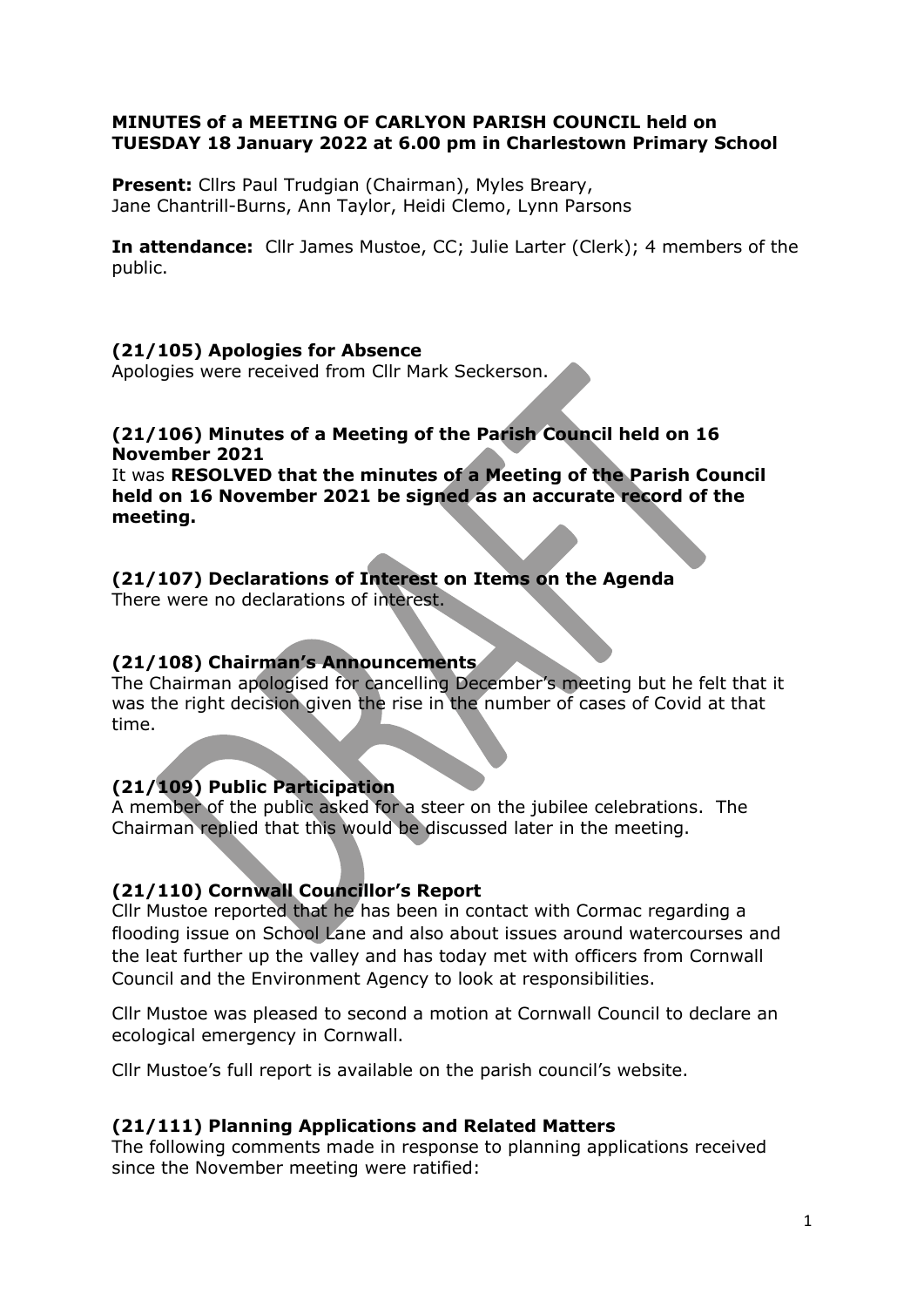**MINUTES of a MEETING OF CARLYON PARISH COUNCIL held on TUESDAY 18 January 2022 at 6.00 pm in Charlestown Primary School**

**Present:** Cllrs Paul Trudgian (Chairman), Myles Breary, Jane Chantrill-Burns, Ann Taylor, Heidi Clemo, Lynn Parsons

**In attendance:** Cllr James Mustoe, CC; Julie Larter (Clerk); 4 members of the public.

### (21/105) Apologies for Absence

Apologies were received from Cllr Mark Seckerson.

### (21/106) Minutes of a Meeting of the Parish Council held on 16 November 2021

It was **RESOLVED that the minutes of a Meeting of the Parish Council held on 16 November 2021 be signed as an accurate record of the meeting.**

### (21/107) Declarations of Interest on Items on the Agenda

There were no declarations of interest.

### (21/108) Chairman's Announcements

The Chairman apologised for cancelling December's meeting but he felt that it was the right decision given the rise in the number of cases of Covid at that time.

### (21/109) Public Participation

A member of the public asked for a steer on the jubilee celebrations. The Chairman replied that this would be discussed later in the meeting.

### (21/110) Cornwall Councillor's Report

Cllr Mustoe reported that he has been in contact with Cormac regarding a flooding issue on School Lane and also about issues around watercourses and the leat further up the valley and has today met with officers from Cornwall Council and the Environment Agency to look at responsibilities.

Cllr Mustoe was pleased to second a motion at Cornwall Council to declare an ecological emergency in Cornwall.

Cllr Mustoe's full report is available on the parish council's website.

### (21/111) Planning Applications and Related Matters

The following comments made in response to planning applications received since the November meeting were ratified: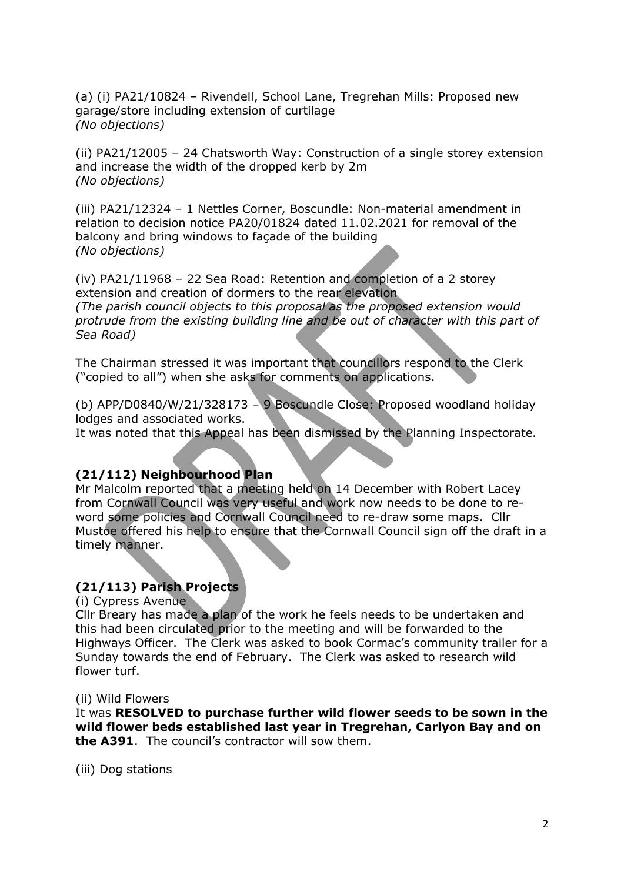(a) (i) PA21/10824 – Rivendell, School Lane, Tregrehan Mills: Proposed new garage/store including extension of curtilage
*(No objections)*

(ii) PA21/12005 – 24 Chatsworth Way: Construction of a single storey extension and increase the width of the dropped kerb by 2m
*(No objections)*

(iii) PA21/12324 – 1 Nettles Corner, Boscundle: Non-material amendment in relation to decision notice PA20/01824 dated 11.02.2021 for removal of the balcony and bring windows to façade of the building
*(No objections)*

(iv) PA21/11968 – 22 Sea Road: Retention and completion of a 2 storey extension and creation of dormers to the rear elevation
*(The parish council objects to this proposal as the proposed extension would protrude from the existing building line and be out of character with this part of Sea Road)*

The Chairman stressed it was important that councillors respond to the Clerk ("copied to all") when she asks for comments on applications.

(b) APP/D0840/W/21/328173 – 9 Boscundle Close: Proposed woodland holiday lodges and associated works.
It was noted that this Appeal has been dismissed by the Planning Inspectorate.

## (21/112) Neighbourhood Plan

Mr Malcolm reported that a meeting held on 14 December with Robert Lacey from Cornwall Council was very useful and work now needs to be done to re-word some policies and Cornwall Council need to re-draw some maps. Cllr Mustoe offered his help to ensure that the Cornwall Council sign off the draft in a timely manner.

## (21/113) Parish Projects

(i) Cypress Avenue
Cllr Breary has made a plan of the work he feels needs to be undertaken and this had been circulated prior to the meeting and will be forwarded to the Highways Officer. The Clerk was asked to book Cormac's community trailer for a Sunday towards the end of February. The Clerk was asked to research wild flower turf.

(ii) Wild Flowers
It was **RESOLVED to purchase further wild flower seeds to be sown in the wild flower beds established last year in Tregrehan, Carlyon Bay and on the A391**. The council's contractor will sow them.

(iii) Dog stations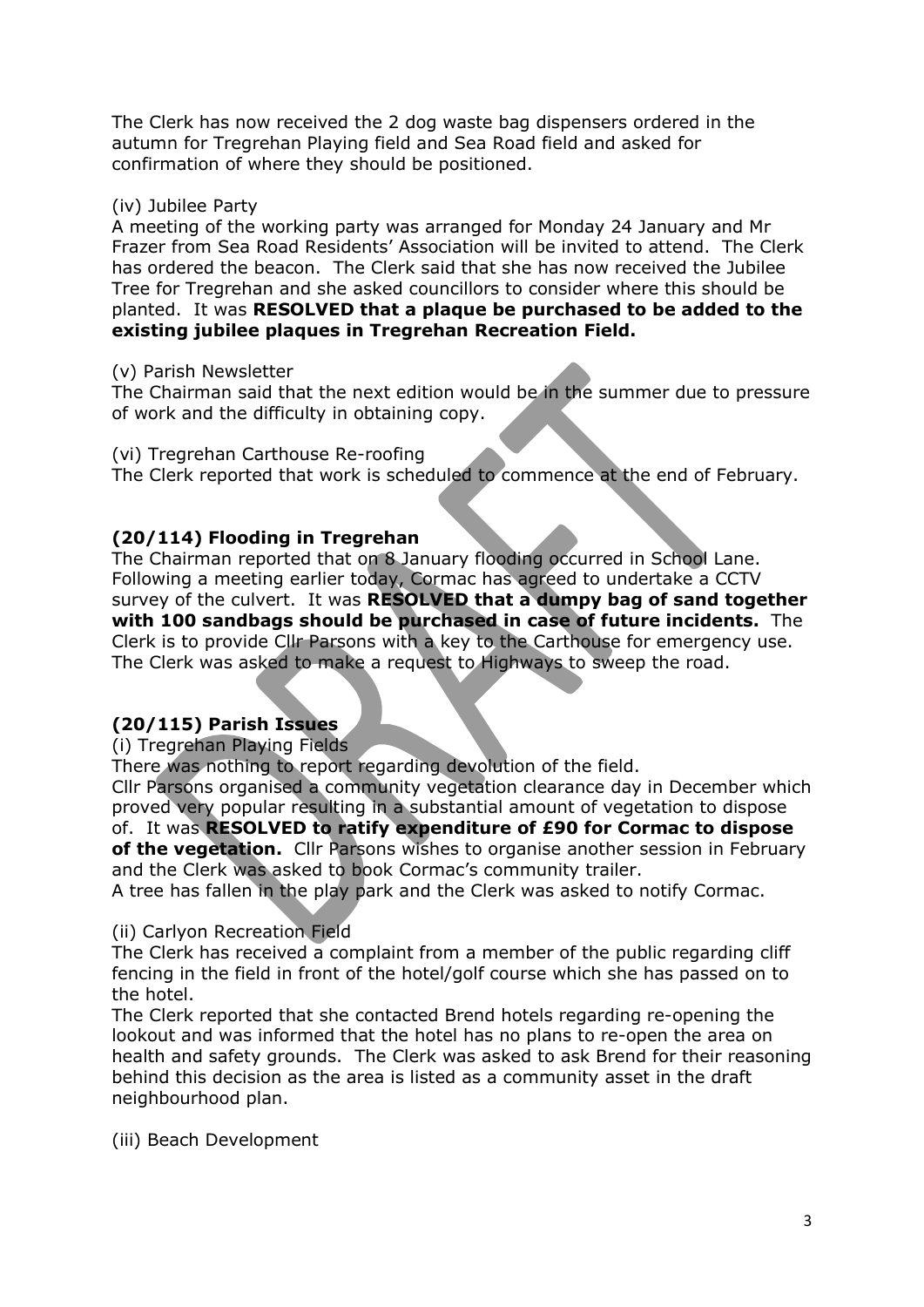The Clerk has now received the 2 dog waste bag dispensers ordered in the autumn for Tregrehan Playing field and Sea Road field and asked for confirmation of where they should be positioned.

(iv) Jubilee Party

A meeting of the working party was arranged for Monday 24 January and Mr Frazer from Sea Road Residents' Association will be invited to attend. The Clerk has ordered the beacon. The Clerk said that she has now received the Jubilee Tree for Tregrehan and she asked councillors to consider where this should be planted. It was **RESOLVED that a plaque be purchased to be added to the existing jubilee plaques in Tregrehan Recreation Field.**

(v) Parish Newsletter

The Chairman said that the next edition would be in the summer due to pressure of work and the difficulty in obtaining copy.

(vi) Tregrehan Carthouse Re-roofing

The Clerk reported that work is scheduled to commence at the end of February.

### (20/114) Flooding in Tregrehan

The Chairman reported that on 8 January flooding occurred in School Lane. Following a meeting earlier today, Cormac has agreed to undertake a CCTV survey of the culvert. It was **RESOLVED that a dumpy bag of sand together with 100 sandbags should be purchased in case of future incidents.** The Clerk is to provide Cllr Parsons with a key to the Carthouse for emergency use. The Clerk was asked to make a request to Highways to sweep the road.

### (20/115) Parish Issues

(i) Tregrehan Playing Fields

There was nothing to report regarding devolution of the field.

Cllr Parsons organised a community vegetation clearance day in December which proved very popular resulting in a substantial amount of vegetation to dispose of. It was **RESOLVED to ratify expenditure of £90 for Cormac to dispose of the vegetation.** Cllr Parsons wishes to organise another session in February and the Clerk was asked to book Cormac's community trailer.

A tree has fallen in the play park and the Clerk was asked to notify Cormac.

(ii) Carlyon Recreation Field

The Clerk has received a complaint from a member of the public regarding cliff fencing in the field in front of the hotel/golf course which she has passed on to the hotel.

The Clerk reported that she contacted Brend hotels regarding re-opening the lookout and was informed that the hotel has no plans to re-open the area on health and safety grounds. The Clerk was asked to ask Brend for their reasoning behind this decision as the area is listed as a community asset in the draft neighbourhood plan.

(iii) Beach Development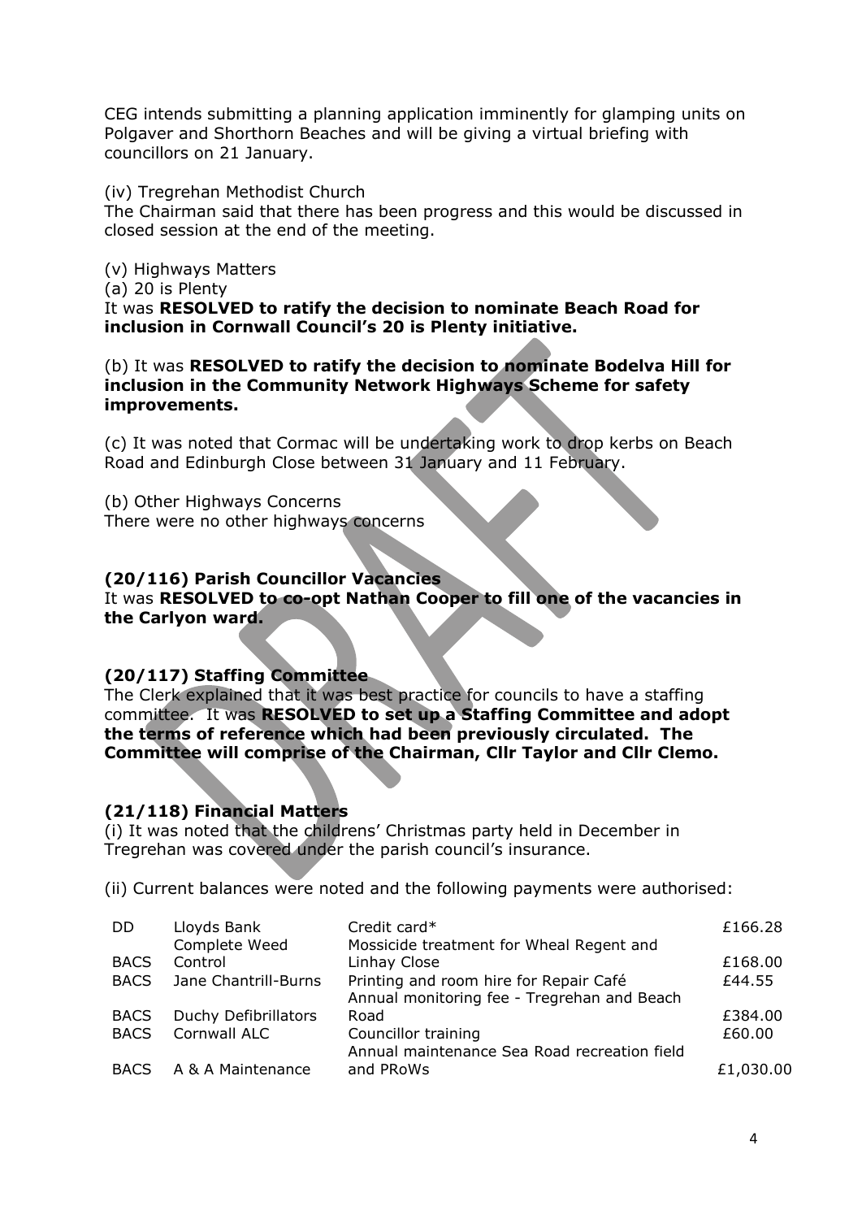CEG intends submitting a planning application imminently for glamping units on Polgaver and Shorthorn Beaches and will be giving a virtual briefing with councillors on 21 January.

(iv) Tregrehan Methodist Church
The Chairman said that there has been progress and this would be discussed in closed session at the end of the meeting.

(v) Highways Matters
(a) 20 is Plenty
It was **RESOLVED to ratify the decision to nominate Beach Road for inclusion in Cornwall Council's 20 is Plenty initiative.**

(b) It was **RESOLVED to ratify the decision to nominate Bodelva Hill for inclusion in the Community Network Highways Scheme for safety improvements.**

(c) It was noted that Cormac will be undertaking work to drop kerbs on Beach Road and Edinburgh Close between 31 January and 11 February.

(b) Other Highways Concerns
There were no other highways concerns

### (20/116) Parish Councillor Vacancies

It was **RESOLVED to co-opt Nathan Cooper to fill one of the vacancies in the Carlyon ward.**

### (20/117) Staffing Committee

The Clerk explained that it was best practice for councils to have a staffing committee. It was **RESOLVED to set up a Staffing Committee and adopt the terms of reference which had been previously circulated. The Committee will comprise of the Chairman, Cllr Taylor and Cllr Clemo.**

### (21/118) Financial Matters

(i) It was noted that the childrens' Christmas party held in December in Tregrehan was covered under the parish council's insurance.

(ii) Current balances were noted and the following payments were authorised:

| | | | |
|---|---|---|---|
| DD | Lloyds Bank | Credit card* | £166.28 |
| BACS | Complete Weed Control | Mossicide treatment for Wheal Regent and Linhay Close | £168.00 |
| BACS | Jane Chantrill-Burns | Printing and room hire for Repair Café | £44.55 |
| BACS | Duchy Defibrillators | Annual monitoring fee - Tregrehan and Beach Road | £384.00 |
| BACS | Cornwall ALC | Councillor training | £60.00 |
| BACS | A & A Maintenance | Annual maintenance Sea Road recreation field and PRoWs | £1,030.00 |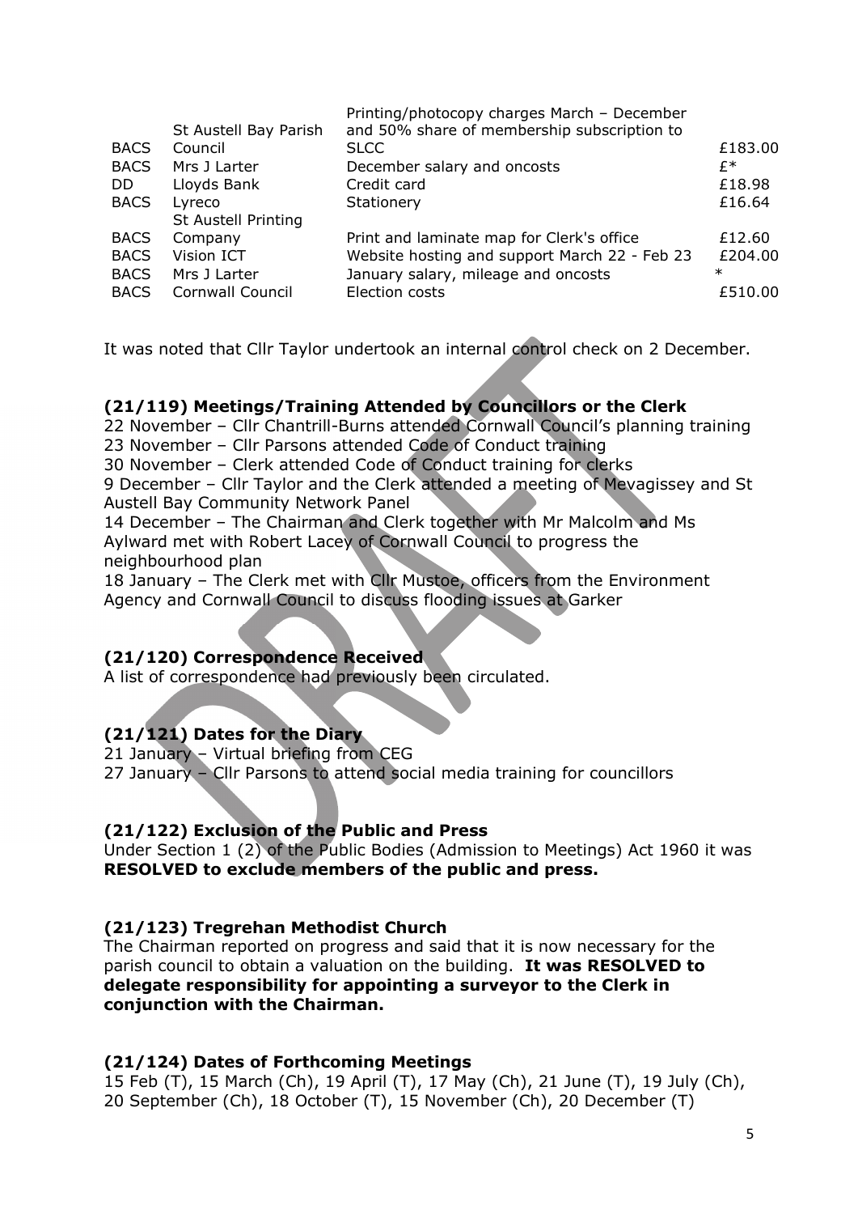| | | | |
|---|---|---|---|
| BACS | St Austell Bay Parish Council | Printing/photocopy charges March – December and 50% share of membership subscription to SLCC | £183.00 |
| BACS | Mrs J Larter | December salary and oncosts | £* |
| DD | Lloyds Bank | Credit card | £18.98 |
| BACS | Lyreco | Stationery | £16.64 |
| BACS | St Austell Printing Company | Print and laminate map for Clerk's office | £12.60 |
| BACS | Vision ICT | Website hosting and support March 22 - Feb 23 | £204.00 |
| BACS | Mrs J Larter | January salary, mileage and oncosts | * |
| BACS | Cornwall Council | Election costs | £510.00 |

It was noted that Cllr Taylor undertook an internal control check on 2 December.

### (21/119) Meetings/Training Attended by Councillors or the Clerk

22 November – Cllr Chantrill-Burns attended Cornwall Council's planning training
23 November – Cllr Parsons attended Code of Conduct training
30 November – Clerk attended Code of Conduct training for clerks
9 December – Cllr Taylor and the Clerk attended a meeting of Mevagissey and St Austell Bay Community Network Panel
14 December – The Chairman and Clerk together with Mr Malcolm and Ms Aylward met with Robert Lacey of Cornwall Council to progress the neighbourhood plan
18 January – The Clerk met with Cllr Mustoe, officers from the Environment Agency and Cornwall Council to discuss flooding issues at Garker

### (21/120) Correspondence Received

A list of correspondence had previously been circulated.

### (21/121) Dates for the Diary

21 January – Virtual briefing from CEG
27 January – Cllr Parsons to attend social media training for councillors

### (21/122) Exclusion of the Public and Press

Under Section 1 (2) of the Public Bodies (Admission to Meetings) Act 1960 it was **RESOLVED to exclude members of the public and press.**

### (21/123) Tregrehan Methodist Church

The Chairman reported on progress and said that it is now necessary for the parish council to obtain a valuation on the building. **It was RESOLVED to delegate responsibility for appointing a surveyor to the Clerk in conjunction with the Chairman.**

### (21/124) Dates of Forthcoming Meetings

15 Feb (T), 15 March (Ch), 19 April (T), 17 May (Ch), 21 June (T), 19 July (Ch), 20 September (Ch), 18 October (T), 15 November (Ch), 20 December (T)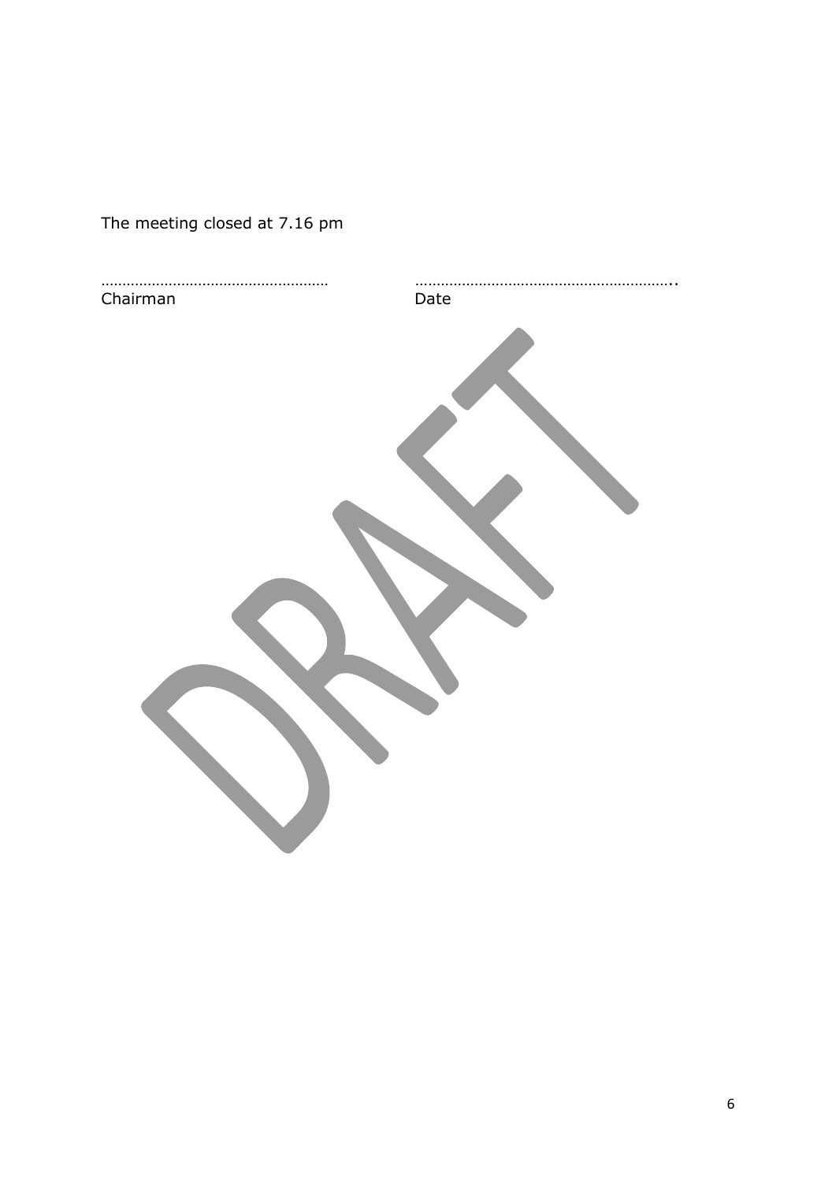The meeting closed at 7.16 pm

……………………………………………… Chairman

…………………………………………………….. Date

DRAFT